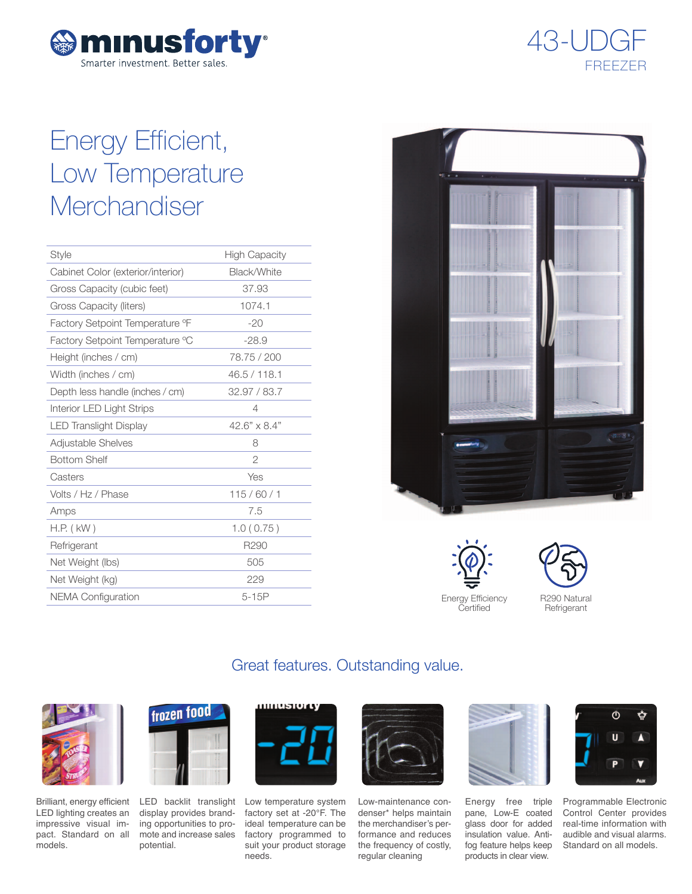minusforty®
Smarter investment. Better sales.

# 43-UDGF

FREEZER

## Energy Efficient, Low Temperature Merchandiser

| Style | High Capacity |
|---|---|
| Cabinet Color (exterior/interior) | Black/White |
| Gross Capacity (cubic feet) | 37.93 |
| Gross Capacity (liters) | 1074.1 |
| Factory Setpoint Temperature ºF | -20 |
| Factory Setpoint Temperature ºC | -28.9 |
| Height (inches / cm) | 78.75 / 200 |
| Width (inches / cm) | 46.5 / 118.1 |
| Depth less handle (inches / cm) | 32.97 / 83.7 |
| Interior LED Light Strips | 4 |
| LED Translight Display | 42.6" x 8.4" |
| Adjustable Shelves | 8 |
| Bottom Shelf | 2 |
| Casters | Yes |
| Volts / Hz / Phase | 115 / 60 / 1 |
| Amps | 7.5 |
| H.P. ( kW ) | 1.0 ( 0.75 ) |
| Refrigerant | R290 |
| Net Weight (lbs) | 505 |
| Net Weight (kg) | 229 |
| NEMA Configuration | 5-15P |

Energy Efficiency Certified

R290 Natural Refrigerant

## Great features. Outstanding value.

Brilliant, energy efficient LED lighting creates an impressive visual impact. Standard on all models.

LED backlit translight display provides branding opportunities to promote and increase sales potential.

Low temperature system factory set at -20°F. The ideal temperature can be factory programmed to suit your product storage needs.

Low-maintenance condenser* helps maintain the merchandiser's performance and reduces the frequency of costly, regular cleaning

Energy free triple pane, Low-E coated glass door for added insulation value. Anti-fog feature helps keep products in clear view.

Programmable Electronic Control Center provides real-time information with audible and visual alarms. Standard on all models.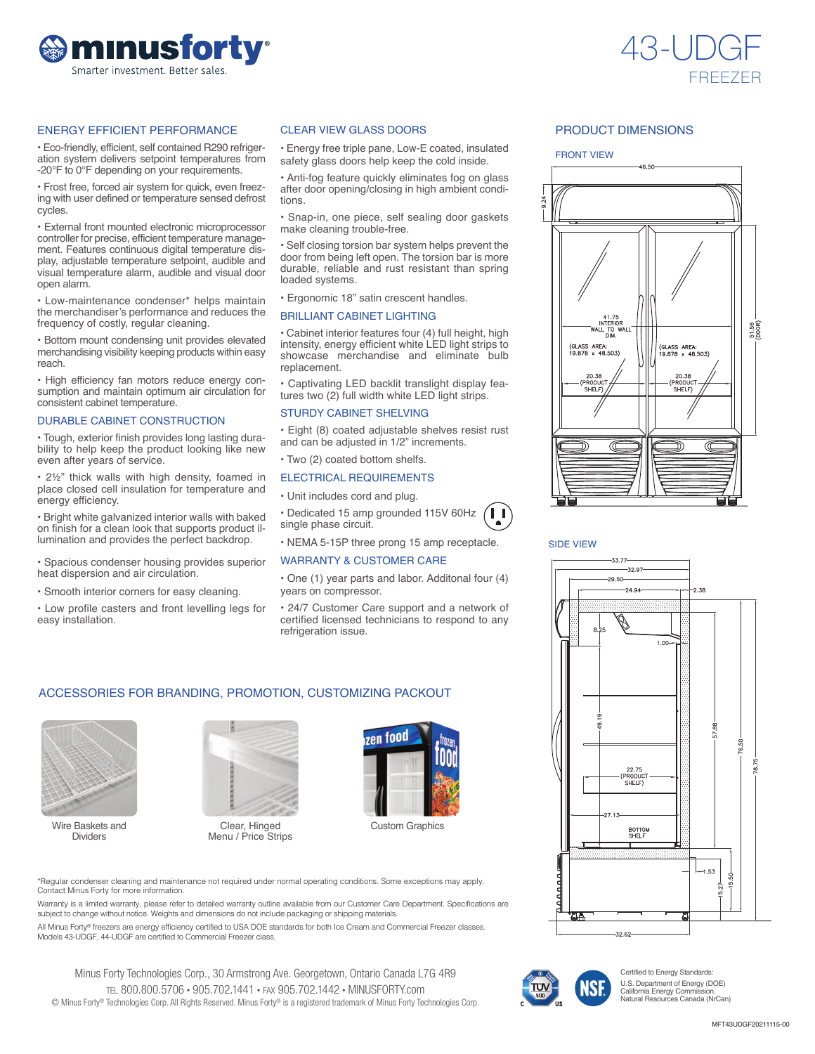# minusforty®

Smarter investment. Better sales.

# 43-UDGF FREEZER

## ENERGY EFFICIENT PERFORMANCE

- Eco-friendly, efficient, self contained R290 refrigeration system delivers setpoint temperatures from -20°F to 0°F depending on your requirements.
- Frost free, forced air system for quick, even freezing with user defined or temperature sensed defrost cycles.
- External front mounted electronic microprocessor controller for precise, efficient temperature management. Features continuous digital temperature display, adjustable temperature setpoint, audible and visual temperature alarm, audible and visual door open alarm.
- Low-maintenance condenser* helps maintain the merchandiser's performance and reduces the frequency of costly, regular cleaning.
- Bottom mount condensing unit provides elevated merchandising visibility keeping products within easy reach.
- High efficiency fan motors reduce energy consumption and maintain optimum air circulation for consistent cabinet temperature.

## DURABLE CABINET CONSTRUCTION

- Tough, exterior finish provides long lasting durability to help keep the product looking like new even after years of service.
- 2½" thick walls with high density, foamed in place closed cell insulation for temperature and energy efficiency.
- Bright white galvanized interior walls with baked on finish for a clean look that supports product illumination and provides the perfect backdrop.
- Spacious condenser housing provides superior heat dispersion and air circulation.
- Smooth interior corners for easy cleaning.
- Low profile casters and front levelling legs for easy installation.

## CLEAR VIEW GLASS DOORS

- Energy free triple pane, Low-E coated, insulated safety glass doors help keep the cold inside.
- Anti-fog feature quickly eliminates fog on glass after door opening/closing in high ambient conditions.
- Snap-in, one piece, self sealing door gaskets make cleaning trouble-free.
- Self closing torsion bar system helps prevent the door from being left open. The torsion bar is more durable, reliable and rust resistant than spring loaded systems.
- Ergonomic 18" satin crescent handles.

## BRILLIANT CABINET LIGHTING

- Cabinet interior features four (4) full height, high intensity, energy efficient white LED light strips to showcase merchandise and eliminate bulb replacement.
- Captivating LED backlit translight display features two (2) full width white LED light strips.

## STURDY CABINET SHELVING

- Eight (8) coated adjustable shelves resist rust and can be adjusted in 1/2" increments.
- Two (2) coated bottom shelfs.

## ELECTRICAL REQUIREMENTS

- Unit includes cord and plug.
- Dedicated 15 amp grounded 115V 60Hz single phase circuit.
- NEMA 5-15P three prong 15 amp receptacle.

## WARRANTY & CUSTOMER CARE

- One (1) year parts and labor. Additonal four (4) years on compressor.
- 24/7 Customer Care support and a network of certified licensed technicians to respond to any refrigeration issue.

## PRODUCT DIMENSIONS

### FRONT VIEW

46.50
9.24
41.75 INTERIOR WALL TO WALL DIM.
(GLASS AREA: 19.878 x 48.503)
(GLASS AREA: 19.878 x 48.503)
20.38 (PRODUCT SHELF)
20.38 (PRODUCT SHELF)
51.56 (DOOR)

### SIDE VIEW

33.77
32.97
29.50
24.94
2.38
8.25
1.00
49.19
57.88
76.50
78.75
22.75 (PRODUCT SHELF)
27.13
BOTTOM SHELF
1.53
15.27
15.50
32.62

## ACCESSORIES FOR BRANDING, PROMOTION, CUSTOMIZING PACKOUT

Wire Baskets and Dividers

Clear, Hinged Menu / Price Strips

Custom Graphics

*Regular condenser cleaning and maintenance not required under normal operating conditions. Some exceptions may apply. Contact Minus Forty for more information.

Warranty is a limited warranty, please refer to detailed warranty outline available from our Customer Care Department. Specifications are subject to change without notice. Weights and dimensions do not include packaging or shipping materials.

All Minus Forty® freezers are energy efficiency certified to USA DOE standards for both Ice Cream and Commercial Freezer classes. Models 43-UDGF, 44-UDGF are certified to Commercial Freezer class.

Minus Forty Technologies Corp., 30 Armstrong Ave. Georgetown, Ontario Canada L7G 4R9
TEL 800.800.5706 • 905.702.1441 • FAX 905.702.1442 • MINUSFORTY.com
© Minus Forty® Technologies Corp. All Rights Reserved. Minus Forty® is a registered trademark of Minus Forty Technologies Corp.

Certified to Energy Standards:
U.S. Department of Energy (DOE)
California Energy Commission
Natural Resources Canada (NrCan)

MFT43UDGF20211115-00